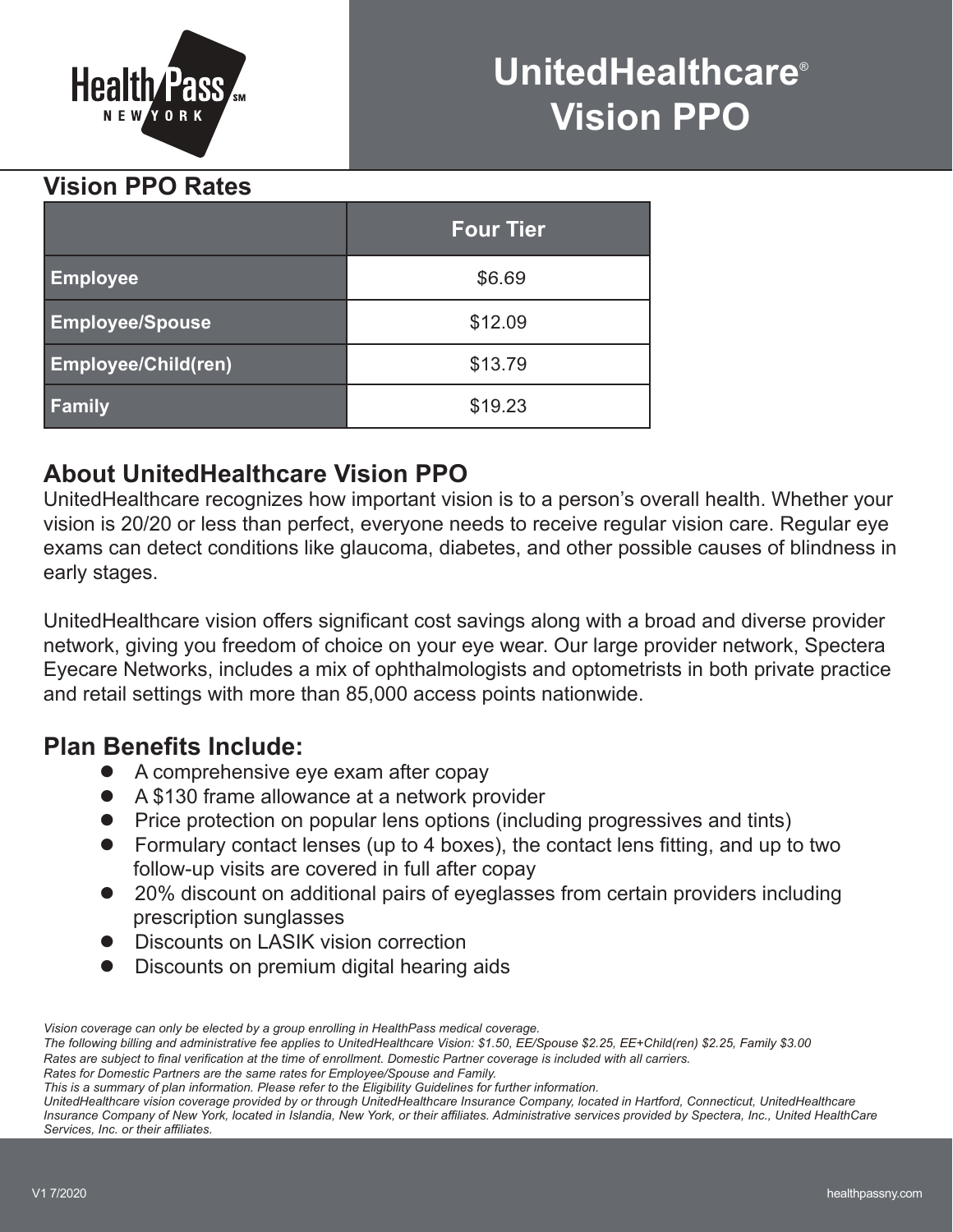Health Pass NEW YORK SM

# UnitedHealthcare® Vision PPO

## Vision PPO Rates

| | Four Tier |
|---|---|
| **Employee** | $6.69 |
| **Employee/Spouse** | $12.09 |
| **Employee/Child(ren)** | $13.79 |
| **Family** | $19.23 |

## About UnitedHealthcare Vision PPO

UnitedHealthcare recognizes how important vision is to a person's overall health. Whether your vision is 20/20 or less than perfect, everyone needs to receive regular vision care. Regular eye exams can detect conditions like glaucoma, diabetes, and other possible causes of blindness in early stages.

UnitedHealthcare vision offers significant cost savings along with a broad and diverse provider network, giving you freedom of choice on your eye wear. Our large provider network, Spectera Eyecare Networks, includes a mix of ophthalmologists and optometrists in both private practice and retail settings with more than 85,000 access points nationwide.

## Plan Benefits Include:

- A comprehensive eye exam after copay
- A $130 frame allowance at a network provider
- Price protection on popular lens options (including progressives and tints)
- Formulary contact lenses (up to 4 boxes), the contact lens fitting, and up to two follow-up visits are covered in full after copay
- 20% discount on additional pairs of eyeglasses from certain providers including prescription sunglasses
- Discounts on LASIK vision correction
- Discounts on premium digital hearing aids

*Vision coverage can only be elected by a group enrolling in HealthPass medical coverage.*
*The following billing and administrative fee applies to UnitedHealthcare Vision: $1.50, EE/Spouse $2.25, EE+Child(ren) $2.25, Family $3.00*
*Rates are subject to final verification at the time of enrollment. Domestic Partner coverage is included with all carriers.*
*Rates for Domestic Partners are the same rates for Employee/Spouse and Family.*
*This is a summary of plan information. Please refer to the Eligibility Guidelines for further information.*
*UnitedHealthcare vision coverage provided by or through UnitedHealthcare Insurance Company, located in Hartford, Connecticut, UnitedHealthcare Insurance Company of New York, located in Islandia, New York, or their affiliates. Administrative services provided by Spectera, Inc., United HealthCare Services, Inc. or their affiliates.*

V1 7/2020

healthpassny.com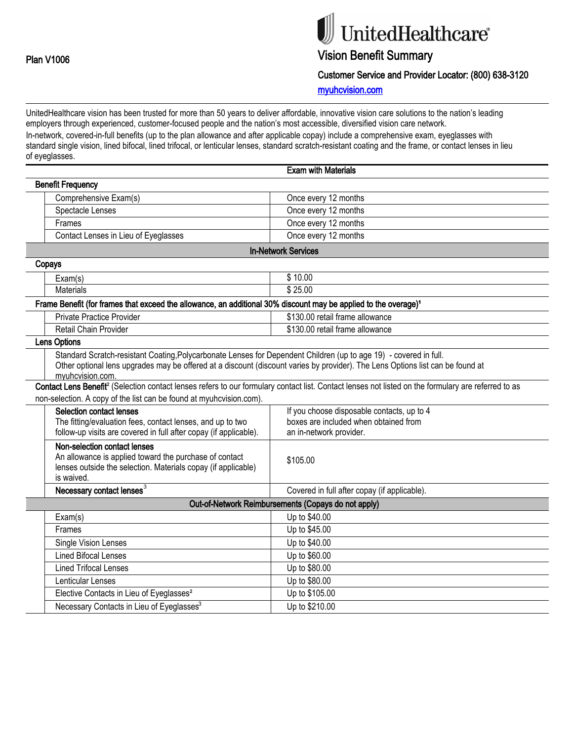Plan V1006

# UnitedHealthcare

## Vision Benefit Summary

**Customer Service and Provider Locator: (800) 638-3120**

myuhcvision.com

UnitedHealthcare vision has been trusted for more than 50 years to deliver affordable, innovative vision care solutions to the nation's leading employers through experienced, customer-focused people and the nation's most accessible, diversified vision care network.

In-network, covered-in-full benefits (up to the plan allowance and after applicable copay) include a comprehensive exam, eyeglasses with standard single vision, lined bifocal, lined trifocal, or lenticular lenses, standard scratch-resistant coating and the frame, or contact lenses in lieu of eyeglasses.

| | **Exam with Materials** |
|---|---|
| **Benefit Frequency** | |
| Comprehensive Exam(s) | Once every 12 months |
| Spectacle Lenses | Once every 12 months |
| Frames | Once every 12 months |
| Contact Lenses in Lieu of Eyeglasses | Once every 12 months |
| **In-Network Services** | |
| **Copays** | |
| Exam(s) | $ 10.00 |
| Materials | $ 25.00 |
| **Frame Benefit (for frames that exceed the allowance, an additional 30% discount may be applied to the overage)[1]** | |
| Private Practice Provider | $130.00 retail frame allowance |
| Retail Chain Provider | $130.00 retail frame allowance |
| **Lens Options** | |
| Standard Scratch-resistant Coating,Polycarbonate Lenses for Dependent Children (up to age 19) - covered in full. Other optional lens upgrades may be offered at a discount (discount varies by provider). The Lens Options list can be found at myuhcvision.com. | |
| **Contact Lens Benefit[2]** (Selection contact lenses refers to our formulary contact list. Contact lenses not listed on the formulary are referred to as non-selection. A copy of the list can be found at myuhcvision.com). | |
| **Selection contact lenses** The fitting/evaluation fees, contact lenses, and up to two follow-up visits are covered in full after copay (if applicable). | If you choose disposable contacts, up to 4 boxes are included when obtained from an in-network provider. |
| **Non-selection contact lenses** An allowance is applied toward the purchase of contact lenses outside the selection. Materials copay (if applicable) is waived. | $105.00 |
| **Necessary contact lenses[3]** | Covered in full after copay (if applicable). |
| **Out-of-Network Reimbursements (Copays do not apply)** | |
| Exam(s) | Up to $40.00 |
| Frames | Up to $45.00 |
| Single Vision Lenses | Up to $40.00 |
| Lined Bifocal Lenses | Up to $60.00 |
| Lined Trifocal Lenses | Up to $80.00 |
| Lenticular Lenses | Up to $80.00 |
| Elective Contacts in Lieu of Eyeglasses[2] | Up to $105.00 |
| Necessary Contacts in Lieu of Eyeglasses[3] | Up to $210.00 |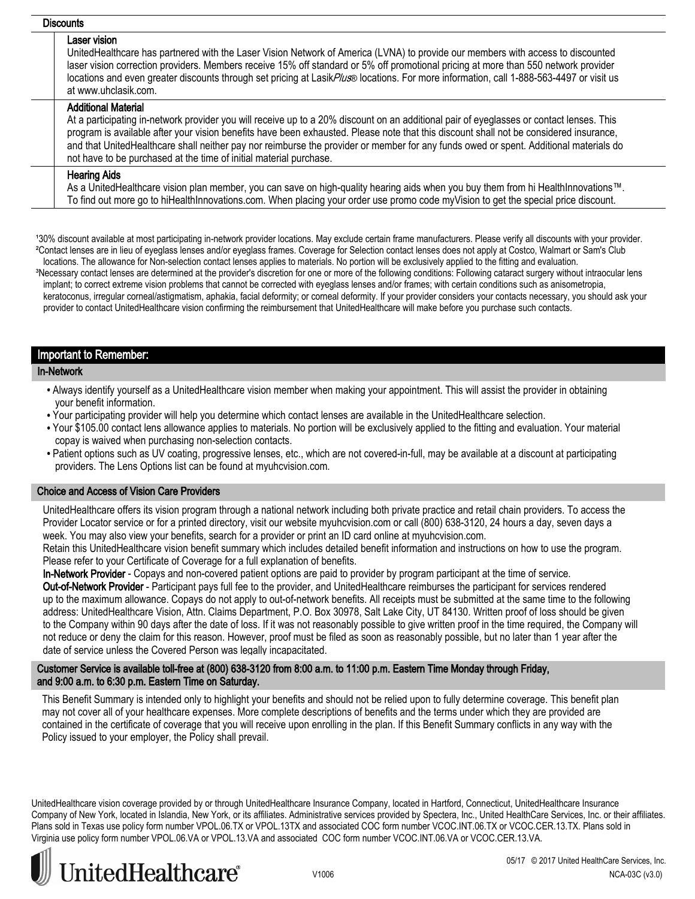| Discounts | |
|---|---|
| | **Laser vision**<br>UnitedHealthcare has partnered with the Laser Vision Network of America (LVNA) to provide our members with access to discounted laser vision correction providers. Members receive 15% off standard or 5% off promotional pricing at more than 550 network provider locations and even greater discounts through set pricing at Lasik*Plus*® locations. For more information, call 1-888-563-4497 or visit us at www.uhclasik.com. |
| | **Additional Material**<br>At a participating in-network provider you will receive up to a 20% discount on an additional pair of eyeglasses or contact lenses. This program is available after your vision benefits have been exhausted. Please note that this discount shall not be considered insurance, and that UnitedHealthcare shall neither pay nor reimburse the provider or member for any funds owed or spent. Additional materials do not have to be purchased at the time of initial material purchase. |
| | **Hearing Aids**<br>As a UnitedHealthcare vision plan member, you can save on high-quality hearing aids when you buy them from hi HealthInnovations™. To find out more go to hiHealthInnovations.com. When placing your order use promo code myVision to get the special price discount. |

[1]30% discount available at most participating in-network provider locations. May exclude certain frame manufacturers. Please verify all discounts with your provider.
[2]Contact lenses are in lieu of eyeglass lenses and/or eyeglass frames. Coverage for Selection contact lenses does not apply at Costco, Walmart or Sam's Club locations. The allowance for Non-selection contact lenses applies to materials. No portion will be exclusively applied to the fitting and evaluation.
[3]Necessary contact lenses are determined at the provider's discretion for one or more of the following conditions: Following cataract surgery without intraocular lens implant; to correct extreme vision problems that cannot be corrected with eyeglass lenses and/or frames; with certain conditions such as anisometropia, keratoconus, irregular corneal/astigmatism, aphakia, facial deformity; or corneal deformity. If your provider considers your contacts necessary, you should ask your provider to contact UnitedHealthcare vision confirming the reimbursement that UnitedHealthcare will make before you purchase such contacts.

## Important to Remember:

### In-Network

- Always identify yourself as a UnitedHealthcare vision member when making your appointment. This will assist the provider in obtaining your benefit information.
- Your participating provider will help you determine which contact lenses are available in the UnitedHealthcare selection.
- Your $105.00 contact lens allowance applies to materials. No portion will be exclusively applied to the fitting and evaluation. Your material copay is waived when purchasing non-selection contacts.
- Patient options such as UV coating, progressive lenses, etc., which are not covered-in-full, may be available at a discount at participating providers. The Lens Options list can be found at myuhcvision.com.

### Choice and Access of Vision Care Providers

UnitedHealthcare offers its vision program through a national network including both private practice and retail chain providers. To access the Provider Locator service or for a printed directory, visit our website myuhcvision.com or call (800) 638-3120, 24 hours a day, seven days a week. You may also view your benefits, search for a provider or print an ID card online at myuhcvision.com.

Retain this UnitedHealthcare vision benefit summary which includes detailed benefit information and instructions on how to use the program. Please refer to your Certificate of Coverage for a full explanation of benefits.

**In-Network Provider** - Copays and non-covered patient options are paid to provider by program participant at the time of service.

**Out-of-Network Provider** - Participant pays full fee to the provider, and UnitedHealthcare reimburses the participant for services rendered up to the maximum allowance. Copays do not apply to out-of-network benefits. All receipts must be submitted at the same time to the following address: UnitedHealthcare Vision, Attn. Claims Department, P.O. Box 30978, Salt Lake City, UT 84130. Written proof of loss should be given to the Company within 90 days after the date of loss. If it was not reasonably possible to give written proof in the time required, the Company will not reduce or deny the claim for this reason. However, proof must be filed as soon as reasonably possible, but no later than 1 year after the date of service unless the Covered Person was legally incapacitated.

### Customer Service is available toll-free at (800) 638-3120 from 8:00 a.m. to 11:00 p.m. Eastern Time Monday through Friday, and 9:00 a.m. to 6:30 p.m. Eastern Time on Saturday.

This Benefit Summary is intended only to highlight your benefits and should not be relied upon to fully determine coverage. This benefit plan may not cover all of your healthcare expenses. More complete descriptions of benefits and the terms under which they are provided are contained in the certificate of coverage that you will receive upon enrolling in the plan. If this Benefit Summary conflicts in any way with the Policy issued to your employer, the Policy shall prevail.

UnitedHealthcare vision coverage provided by or through UnitedHealthcare Insurance Company, located in Hartford, Connecticut, UnitedHealthcare Insurance Company of New York, located in Islandia, New York, or its affiliates. Administrative services provided by Spectera, Inc., United HealthCare Services, Inc. or their affiliates. Plans sold in Texas use policy form number VPOL.06.TX or VPOL.13TX and associated COC form number VCOC.INT.06.TX or VCOC.CER.13.TX. Plans sold in Virginia use policy form number VPOL.06.VA or VPOL.13.VA and associated COC form number VCOC.INT.06.VA or VCOC.CER.13.VA.

UnitedHealthcare

V1006

05/17 © 2017 United HealthCare Services, Inc.
NCA-03C (v3.0)